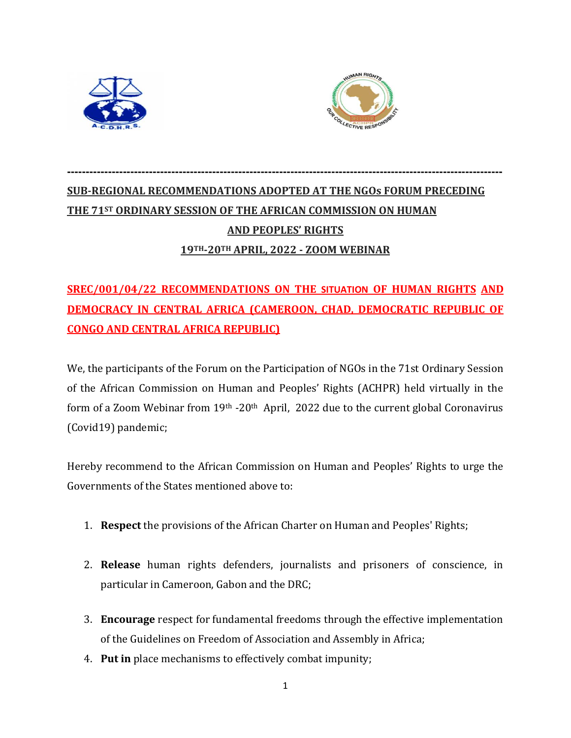---

## SUB-REGIONAL RECOMMENDATIONS ADOPTED AT THE NGOs FORUM PRECEDING THE 71ST ORDINARY SESSION OF THE AFRICAN COMMISSION ON HUMAN AND PEOPLES' RIGHTS

## 19TH-20TH APRIL, 2022 - ZOOM WEBINAR

### SREC/001/04/22 RECOMMENDATIONS ON THE SITUATION OF HUMAN RIGHTS AND DEMOCRACY IN CENTRAL AFRICA (CAMEROON, CHAD, DEMOCRATIC REPUBLIC OF CONGO AND CENTRAL AFRICA REPUBLIC)

We, the participants of the Forum on the Participation of NGOs in the 71st Ordinary Session of the African Commission on Human and Peoples' Rights (ACHPR) held virtually in the form of a Zoom Webinar from 19th -20th April, 2022 due to the current global Coronavirus (Covid19) pandemic;

Hereby recommend to the African Commission on Human and Peoples' Rights to urge the Governments of the States mentioned above to:

1. **Respect** the provisions of the African Charter on Human and Peoples' Rights;
2. **Release** human rights defenders, journalists and prisoners of conscience, in particular in Cameroon, Gabon and the DRC;
3. **Encourage** respect for fundamental freedoms through the effective implementation of the Guidelines on Freedom of Association and Assembly in Africa;
4. **Put in** place mechanisms to effectively combat impunity;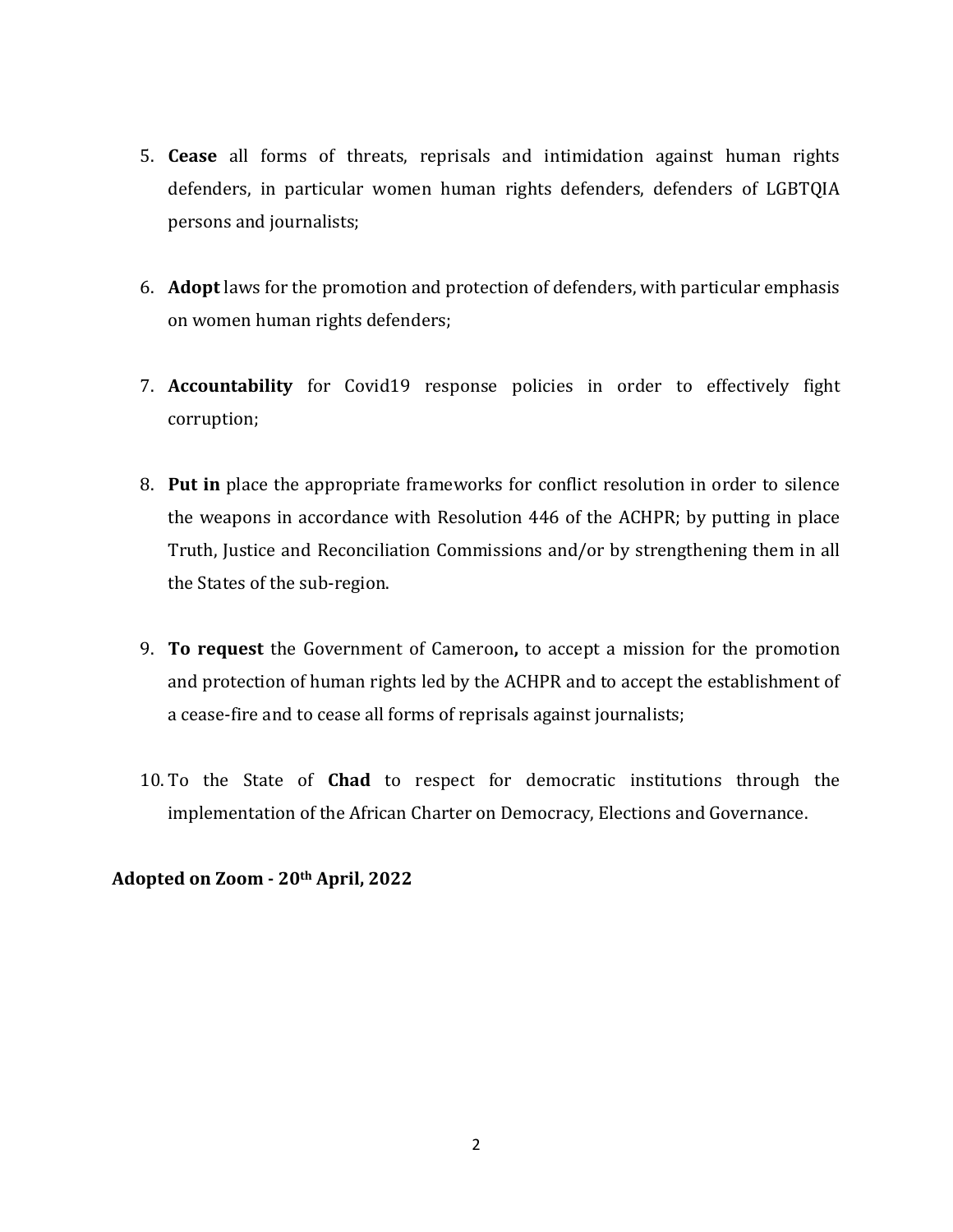5. **Cease** all forms of threats, reprisals and intimidation against human rights defenders, in particular women human rights defenders, defenders of LGBTQIA persons and journalists;

6. **Adopt** laws for the promotion and protection of defenders, with particular emphasis on women human rights defenders;

7. **Accountability** for Covid19 response policies in order to effectively fight corruption;

8. **Put in** place the appropriate frameworks for conflict resolution in order to silence the weapons in accordance with Resolution 446 of the ACHPR; by putting in place Truth, Justice and Reconciliation Commissions and/or by strengthening them in all the States of the sub-region.

9. **To request** the Government of Cameroon**,** to accept a mission for the promotion and protection of human rights led by the ACHPR and to accept the establishment of a cease-fire and to cease all forms of reprisals against journalists;

10. To the State of **Chad** to respect for democratic institutions through the implementation of the African Charter on Democracy, Elections and Governance.

**Adopted on Zoom - 20th April, 2022**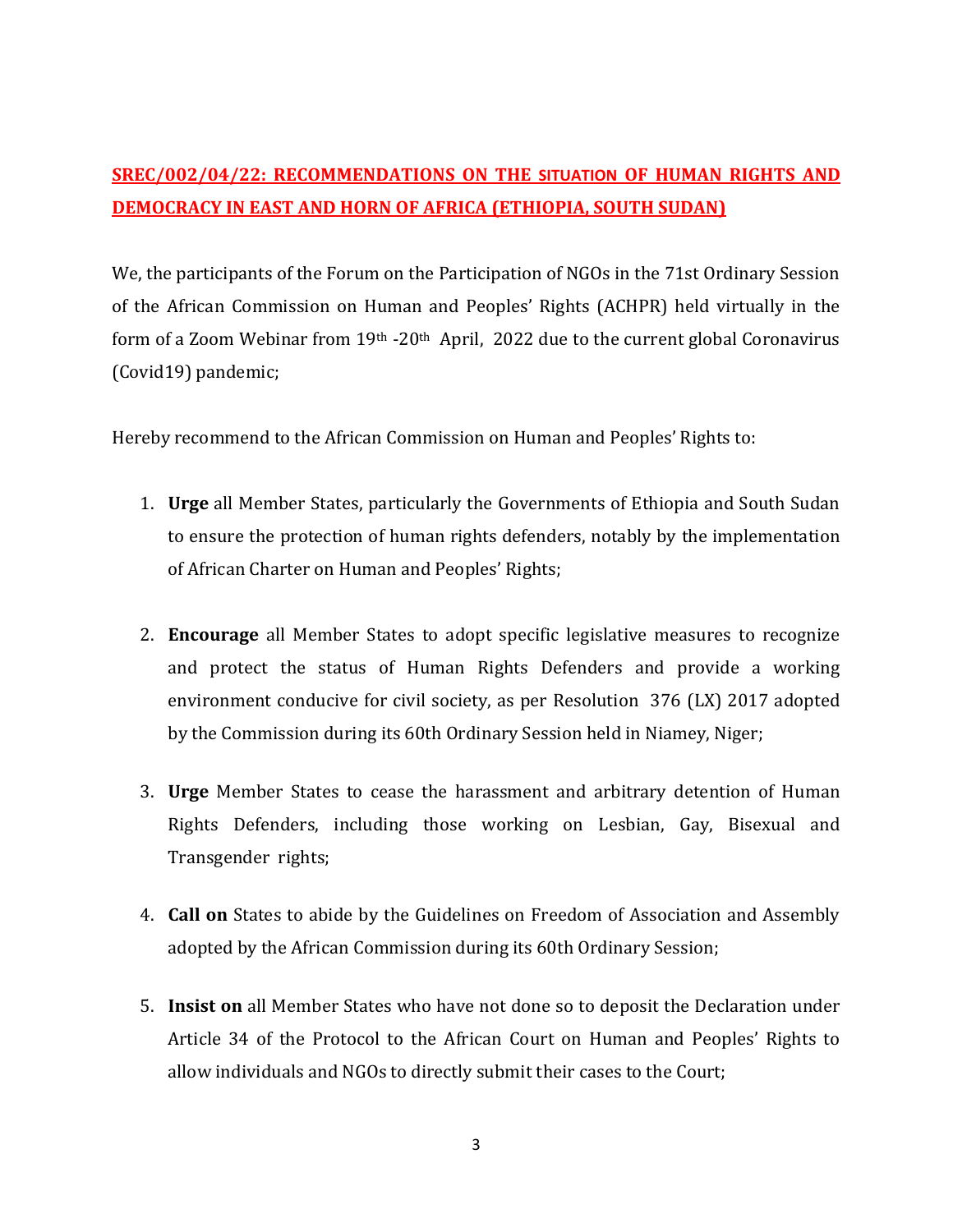## SREC/002/04/22: RECOMMENDATIONS ON THE SITUATION OF HUMAN RIGHTS AND DEMOCRACY IN EAST AND HORN OF AFRICA (ETHIOPIA, SOUTH SUDAN)

We, the participants of the Forum on the Participation of NGOs in the 71st Ordinary Session of the African Commission on Human and Peoples' Rights (ACHPR) held virtually in the form of a Zoom Webinar from 19th -20th April, 2022 due to the current global Coronavirus (Covid19) pandemic;

Hereby recommend to the African Commission on Human and Peoples' Rights to:

1. **Urge** all Member States, particularly the Governments of Ethiopia and South Sudan to ensure the protection of human rights defenders, notably by the implementation of African Charter on Human and Peoples' Rights;

2. **Encourage** all Member States to adopt specific legislative measures to recognize and protect the status of Human Rights Defenders and provide a working environment conducive for civil society, as per Resolution 376 (LX) 2017 adopted by the Commission during its 60th Ordinary Session held in Niamey, Niger;

3. **Urge** Member States to cease the harassment and arbitrary detention of Human Rights Defenders, including those working on Lesbian, Gay, Bisexual and Transgender rights;

4. **Call on** States to abide by the Guidelines on Freedom of Association and Assembly adopted by the African Commission during its 60th Ordinary Session;

5. **Insist on** all Member States who have not done so to deposit the Declaration under Article 34 of the Protocol to the African Court on Human and Peoples' Rights to allow individuals and NGOs to directly submit their cases to the Court;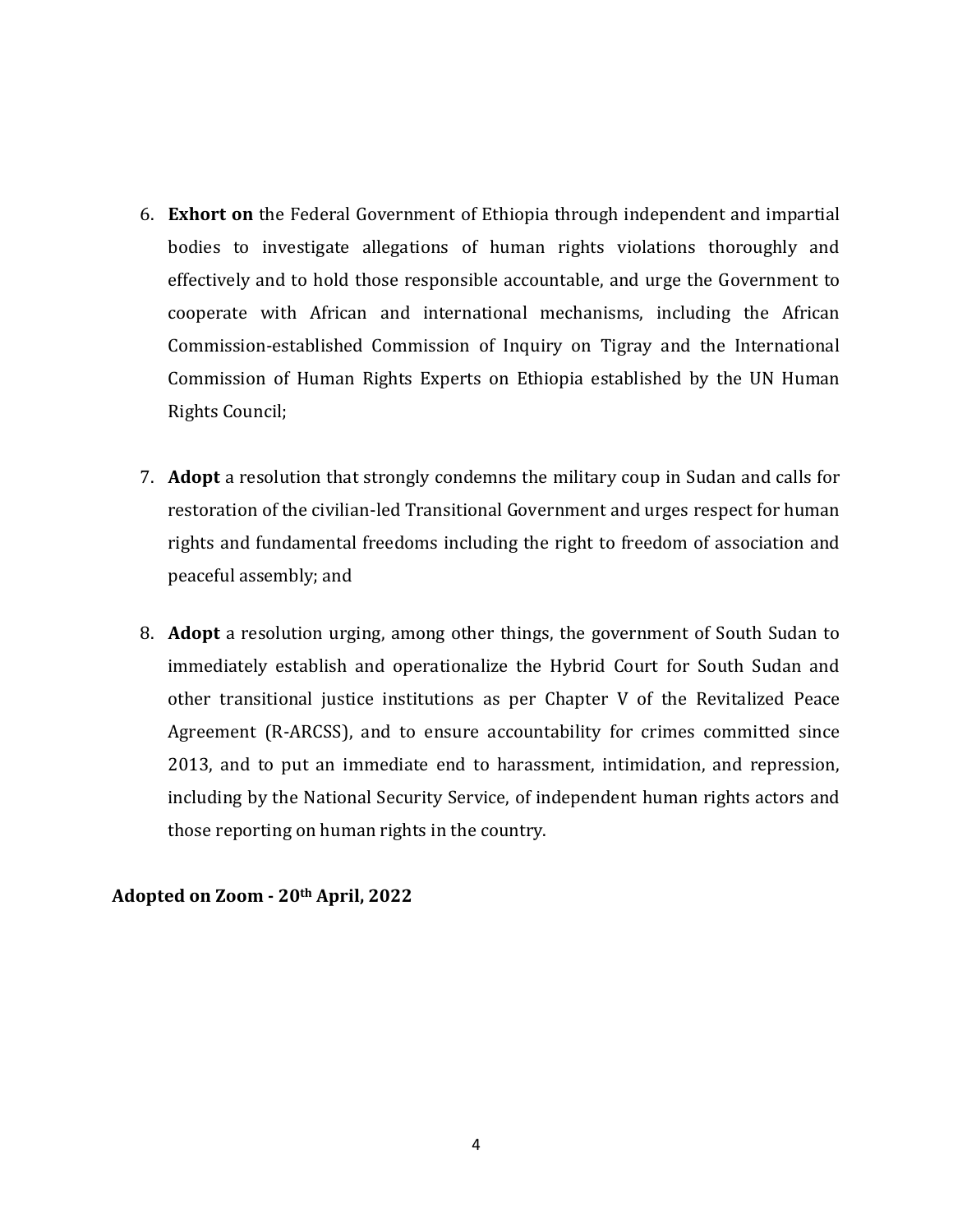6. **Exhort on** the Federal Government of Ethiopia through independent and impartial bodies to investigate allegations of human rights violations thoroughly and effectively and to hold those responsible accountable, and urge the Government to cooperate with African and international mechanisms, including the African Commission-established Commission of Inquiry on Tigray and the International Commission of Human Rights Experts on Ethiopia established by the UN Human Rights Council;

7. **Adopt** a resolution that strongly condemns the military coup in Sudan and calls for restoration of the civilian-led Transitional Government and urges respect for human rights and fundamental freedoms including the right to freedom of association and peaceful assembly; and

8. **Adopt** a resolution urging, among other things, the government of South Sudan to immediately establish and operationalize the Hybrid Court for South Sudan and other transitional justice institutions as per Chapter V of the Revitalized Peace Agreement (R-ARCSS), and to ensure accountability for crimes committed since 2013, and to put an immediate end to harassment, intimidation, and repression, including by the National Security Service, of independent human rights actors and those reporting on human rights in the country.

**Adopted on Zoom - 20th April, 2022**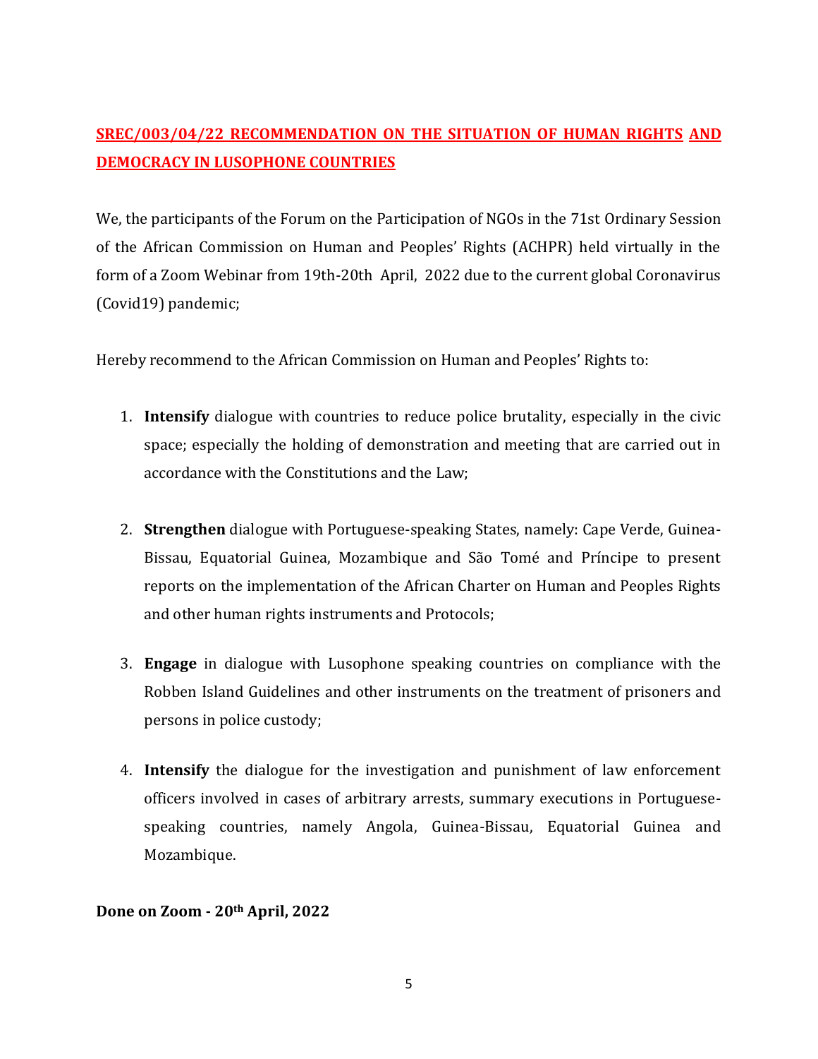## SREC/003/04/22 RECOMMENDATION ON THE SITUATION OF HUMAN RIGHTS AND DEMOCRACY IN LUSOPHONE COUNTRIES

We, the participants of the Forum on the Participation of NGOs in the 71st Ordinary Session of the African Commission on Human and Peoples' Rights (ACHPR) held virtually in the form of a Zoom Webinar from 19th-20th April, 2022 due to the current global Coronavirus (Covid19) pandemic;

Hereby recommend to the African Commission on Human and Peoples' Rights to:

1. **Intensify** dialogue with countries to reduce police brutality, especially in the civic space; especially the holding of demonstration and meeting that are carried out in accordance with the Constitutions and the Law;

2. **Strengthen** dialogue with Portuguese-speaking States, namely: Cape Verde, Guinea-Bissau, Equatorial Guinea, Mozambique and São Tomé and Príncipe to present reports on the implementation of the African Charter on Human and Peoples Rights and other human rights instruments and Protocols;

3. **Engage** in dialogue with Lusophone speaking countries on compliance with the Robben Island Guidelines and other instruments on the treatment of prisoners and persons in police custody;

4. **Intensify** the dialogue for the investigation and punishment of law enforcement officers involved in cases of arbitrary arrests, summary executions in Portuguese-speaking countries, namely Angola, Guinea-Bissau, Equatorial Guinea and Mozambique.

**Done on Zoom - 20th April, 2022**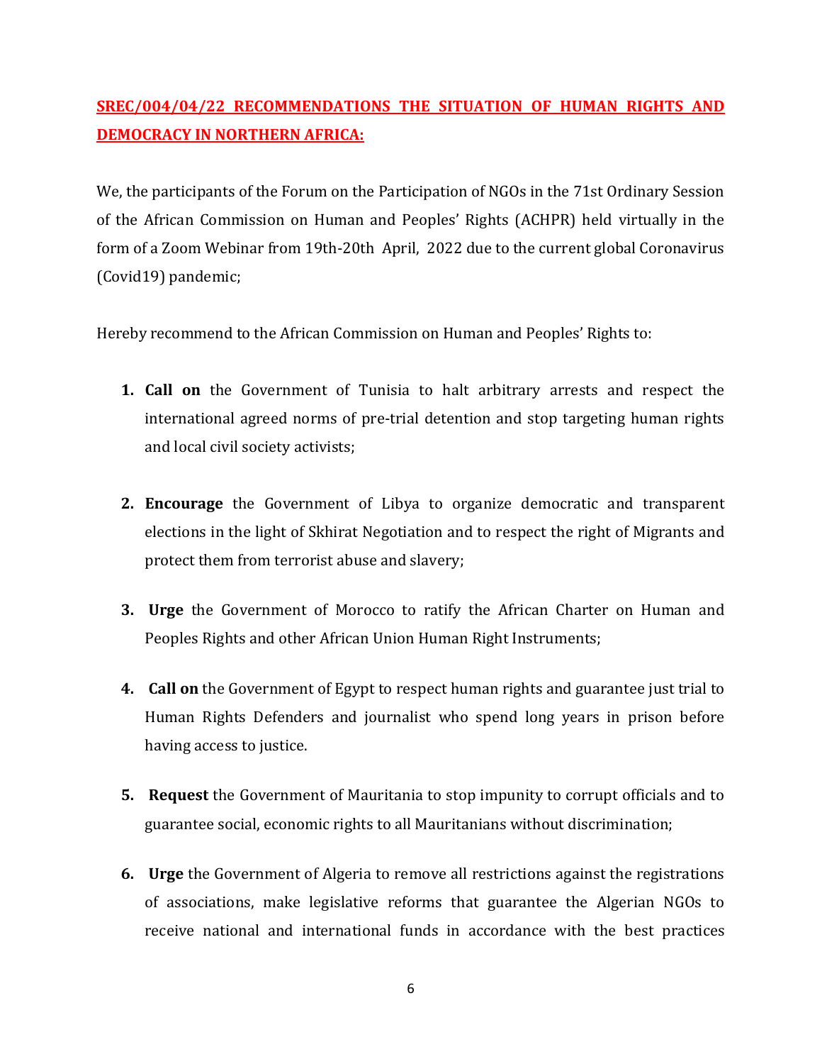## SREC/004/04/22 RECOMMENDATIONS THE SITUATION OF HUMAN RIGHTS AND DEMOCRACY IN NORTHERN AFRICA:

We, the participants of the Forum on the Participation of NGOs in the 71st Ordinary Session of the African Commission on Human and Peoples' Rights (ACHPR) held virtually in the form of a Zoom Webinar from 19th-20th April, 2022 due to the current global Coronavirus (Covid19) pandemic;

Hereby recommend to the African Commission on Human and Peoples' Rights to:

1. **Call on** the Government of Tunisia to halt arbitrary arrests and respect the international agreed norms of pre-trial detention and stop targeting human rights and local civil society activists;

2. **Encourage** the Government of Libya to organize democratic and transparent elections in the light of Skhirat Negotiation and to respect the right of Migrants and protect them from terrorist abuse and slavery;

3. **Urge** the Government of Morocco to ratify the African Charter on Human and Peoples Rights and other African Union Human Right Instruments;

4. **Call on** the Government of Egypt to respect human rights and guarantee just trial to Human Rights Defenders and journalist who spend long years in prison before having access to justice.

5. **Request** the Government of Mauritania to stop impunity to corrupt officials and to guarantee social, economic rights to all Mauritanians without discrimination;

6. **Urge** the Government of Algeria to remove all restrictions against the registrations of associations, make legislative reforms that guarantee the Algerian NGOs to receive national and international funds in accordance with the best practices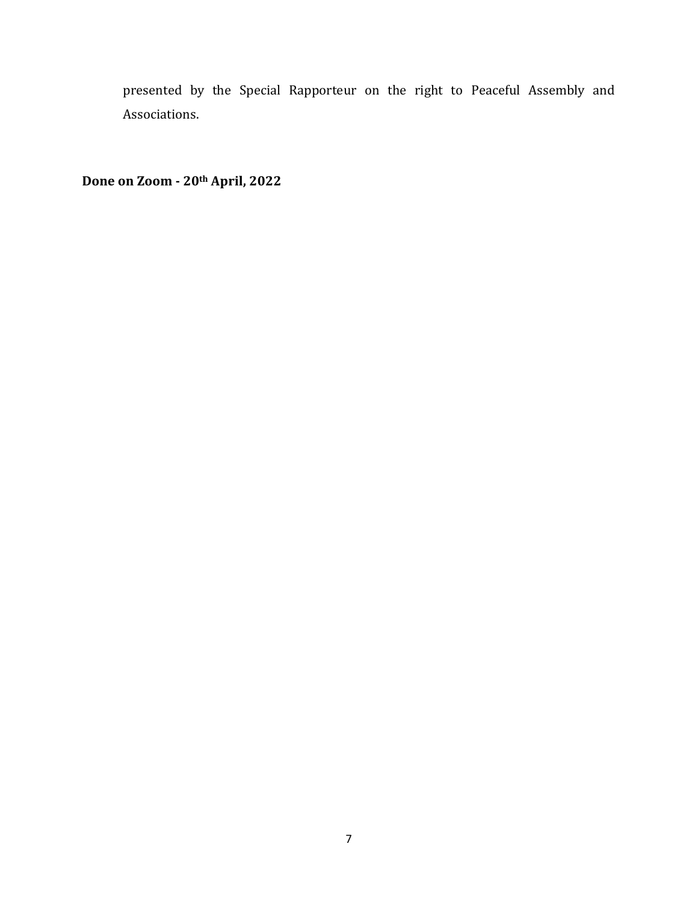presented by the Special Rapporteur on the right to Peaceful Assembly and Associations.

**Done on Zoom - 20th April, 2022**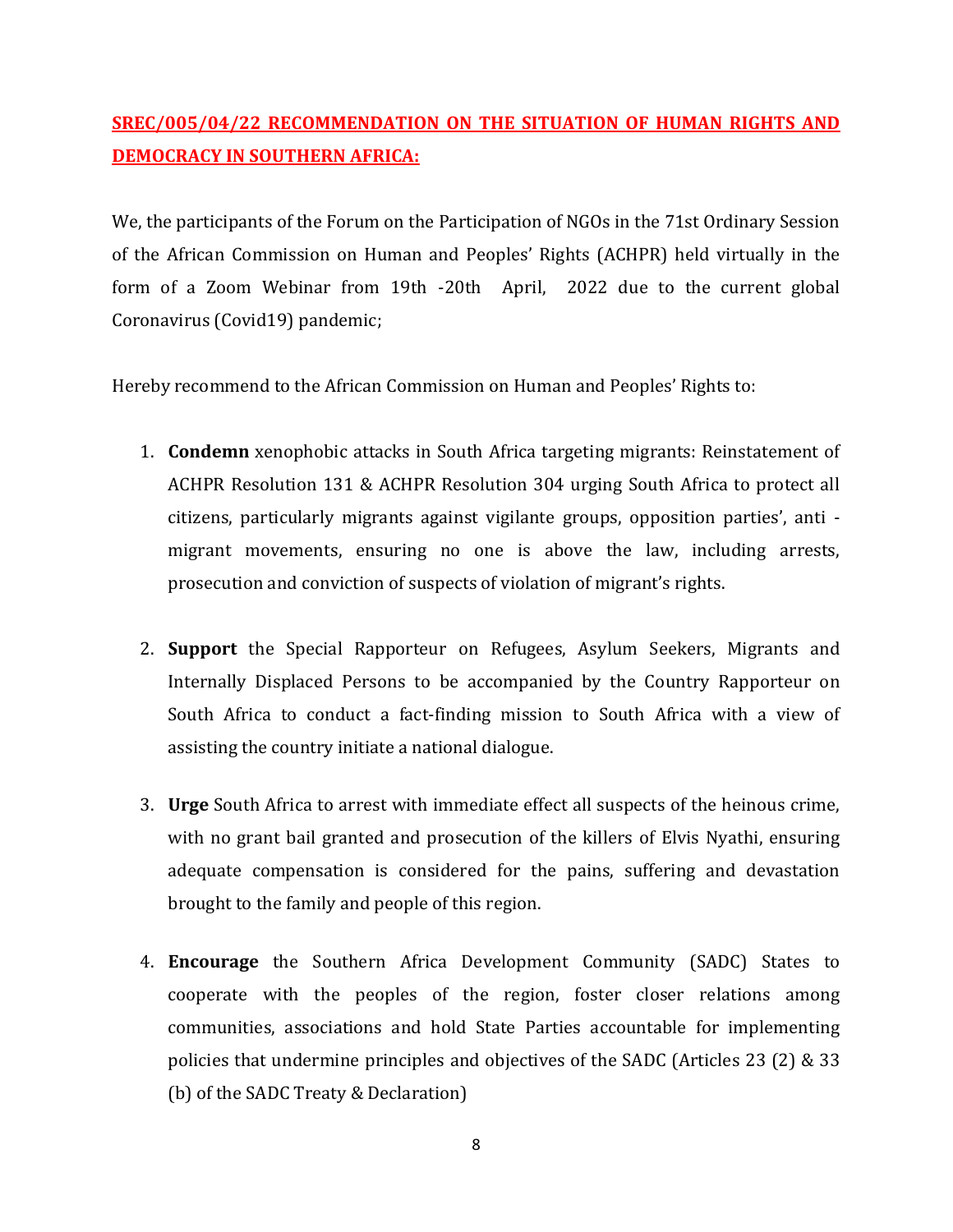## SREC/005/04/22 RECOMMENDATION ON THE SITUATION OF HUMAN RIGHTS AND DEMOCRACY IN SOUTHERN AFRICA:

We, the participants of the Forum on the Participation of NGOs in the 71st Ordinary Session of the African Commission on Human and Peoples' Rights (ACHPR) held virtually in the form of a Zoom Webinar from 19th -20th April, 2022 due to the current global Coronavirus (Covid19) pandemic;

Hereby recommend to the African Commission on Human and Peoples' Rights to:

1. **Condemn** xenophobic attacks in South Africa targeting migrants: Reinstatement of ACHPR Resolution 131 & ACHPR Resolution 304 urging South Africa to protect all citizens, particularly migrants against vigilante groups, opposition parties', anti - migrant movements, ensuring no one is above the law, including arrests, prosecution and conviction of suspects of violation of migrant's rights.

2. **Support** the Special Rapporteur on Refugees, Asylum Seekers, Migrants and Internally Displaced Persons to be accompanied by the Country Rapporteur on South Africa to conduct a fact-finding mission to South Africa with a view of assisting the country initiate a national dialogue.

3. **Urge** South Africa to arrest with immediate effect all suspects of the heinous crime, with no grant bail granted and prosecution of the killers of Elvis Nyathi, ensuring adequate compensation is considered for the pains, suffering and devastation brought to the family and people of this region.

4. **Encourage** the Southern Africa Development Community (SADC) States to cooperate with the peoples of the region, foster closer relations among communities, associations and hold State Parties accountable for implementing policies that undermine principles and objectives of the SADC (Articles 23 (2) & 33 (b) of the SADC Treaty & Declaration)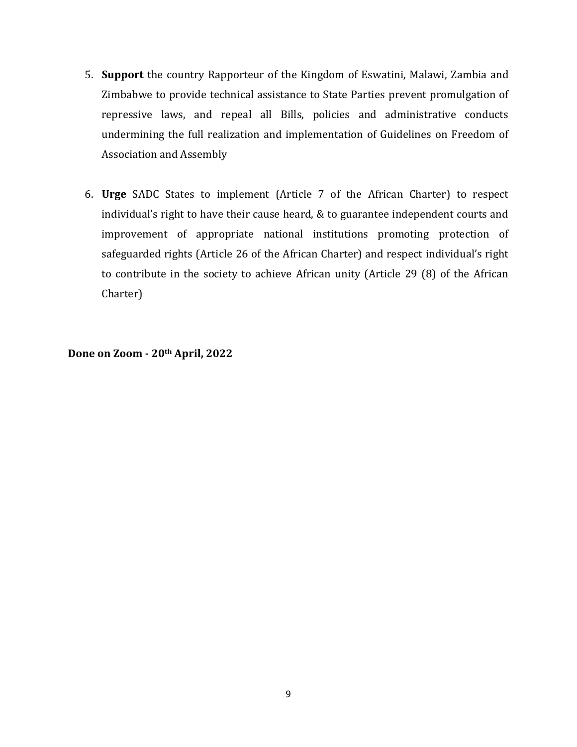5. **Support** the country Rapporteur of the Kingdom of Eswatini, Malawi, Zambia and Zimbabwe to provide technical assistance to State Parties prevent promulgation of repressive laws, and repeal all Bills, policies and administrative conducts undermining the full realization and implementation of Guidelines on Freedom of Association and Assembly

6. **Urge** SADC States to implement (Article 7 of the African Charter) to respect individual's right to have their cause heard, & to guarantee independent courts and improvement of appropriate national institutions promoting protection of safeguarded rights (Article 26 of the African Charter) and respect individual's right to contribute in the society to achieve African unity (Article 29 (8) of the African Charter)

**Done on Zoom - 20th April, 2022**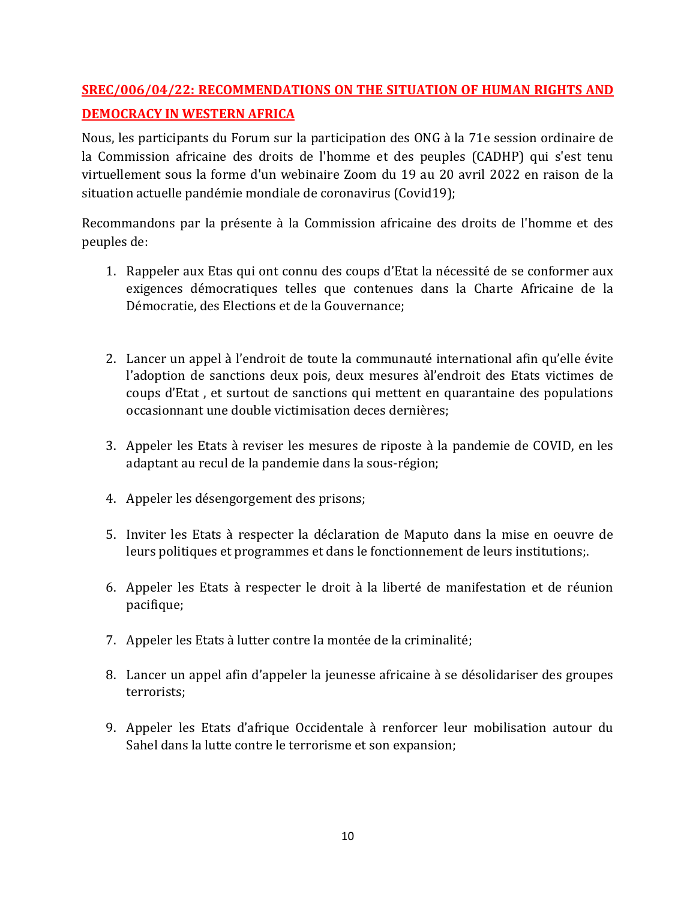## SREC/006/04/22: RECOMMENDATIONS ON THE SITUATION OF HUMAN RIGHTS AND DEMOCRACY IN WESTERN AFRICA

Nous, les participants du Forum sur la participation des ONG à la 71e session ordinaire de la Commission africaine des droits de l'homme et des peuples (CADHP) qui s'est tenu virtuellement sous la forme d'un webinaire Zoom du 19 au 20 avril 2022 en raison de la situation actuelle pandémie mondiale de coronavirus (Covid19);

Recommandons par la présente à la Commission africaine des droits de l'homme et des peuples de:

1. Rappeler aux Etats qui ont connu des coups d'Etat la nécessité de se conformer aux exigences démocratiques telles que contenues dans la Charte Africaine de la Démocratie, des Elections et de la Gouvernance;

2. Lancer un appel à l'endroit de toute la communauté international afin qu'elle évite l'adoption de sanctions deux pois, deux mesures àl'endroit des Etats victimes de coups d'Etat , et surtout de sanctions qui mettent en quarantaine des populations occasionnant une double victimisation deces dernières;

3. Appeler les Etats à reviser les mesures de riposte à la pandemie de COVID, en les adaptant au recul de la pandemie dans la sous-région;

4. Appeler les désengorgement des prisons;

5. Inviter les Etats à respecter la déclaration de Maputo dans la mise en oeuvre de leurs politiques et programmes et dans le fonctionnement de leurs institutions;.

6. Appeler les Etats à respecter le droit à la liberté de manifestation et de réunion pacifique;

7. Appeler les Etats à lutter contre la montée de la criminalité;

8. Lancer un appel afin d'appeler la jeunesse africaine à se désolidariser des groupes terrorists;

9. Appeler les Etats d'afrique Occidentale à renforcer leur mobilisation autour du Sahel dans la lutte contre le terrorisme et son expansion;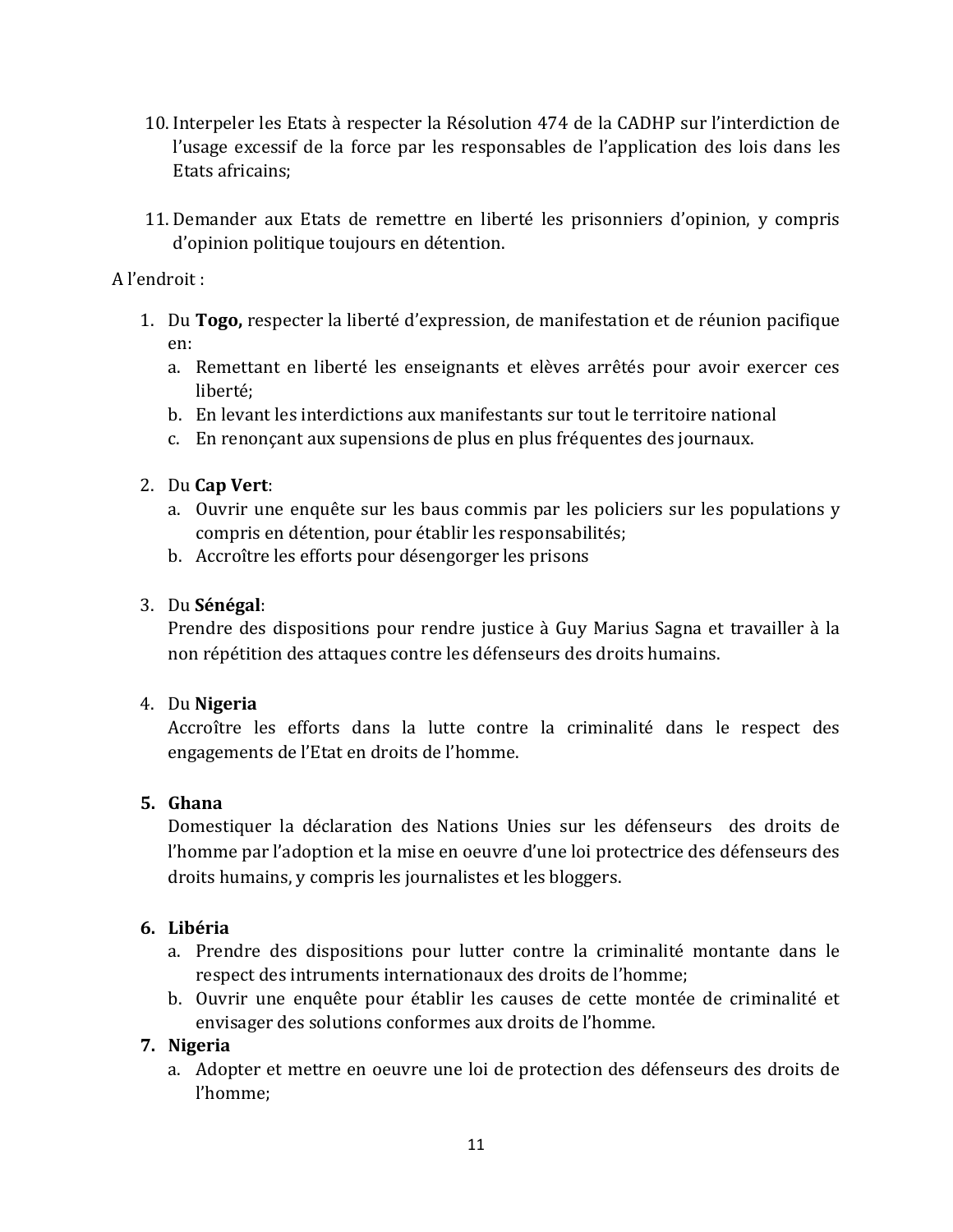10. Interpeler les Etats à respecter la Résolution 474 de la CADHP sur l'interdiction de l'usage excessif de la force par les responsables de l'application des lois dans les Etats africains;

11. Demander aux Etats de remettre en liberté les prisonniers d'opinion, y compris d'opinion politique toujours en détention.

A l'endroit :

1. Du **Togo,** respecter la liberté d'expression, de manifestation et de réunion pacifique en:
   a. Remettant en liberté les enseignants et elèves arrêtés pour avoir exercer ces liberté;
   b. En levant les interdictions aux manifestants sur tout le territoire national
   c. En renonçant aux supensions de plus en plus fréquentes des journaux.

2. Du **Cap Vert**:
   a. Ouvrir une enquête sur les baus commis par les policiers sur les populations y compris en détention, pour établir les responsabilités;
   b. Accroître les efforts pour désengorger les prisons

3. Du **Sénégal**:
   Prendre des dispositions pour rendre justice à Guy Marius Sagna et travailler à la non répétition des attaques contre les défenseurs des droits humains.

4. Du **Nigeria**
   Accroître les efforts dans la lutte contre la criminalité dans le respect des engagements de l'Etat en droits de l'homme.

5. **Ghana**
   Domestiquer la déclaration des Nations Unies sur les défenseurs des droits de l'homme par l'adoption et la mise en oeuvre d'une loi protectrice des défenseurs des droits humains, y compris les journalistes et les bloggers.

6. **Libéria**
   a. Prendre des dispositions pour lutter contre la criminalité montante dans le respect des intruments internationaux des droits de l'homme;
   b. Ouvrir une enquête pour établir les causes de cette montée de criminalité et envisager des solutions conformes aux droits de l'homme.

7. **Nigeria**
   a. Adopter et mettre en oeuvre une loi de protection des défenseurs des droits de l'homme;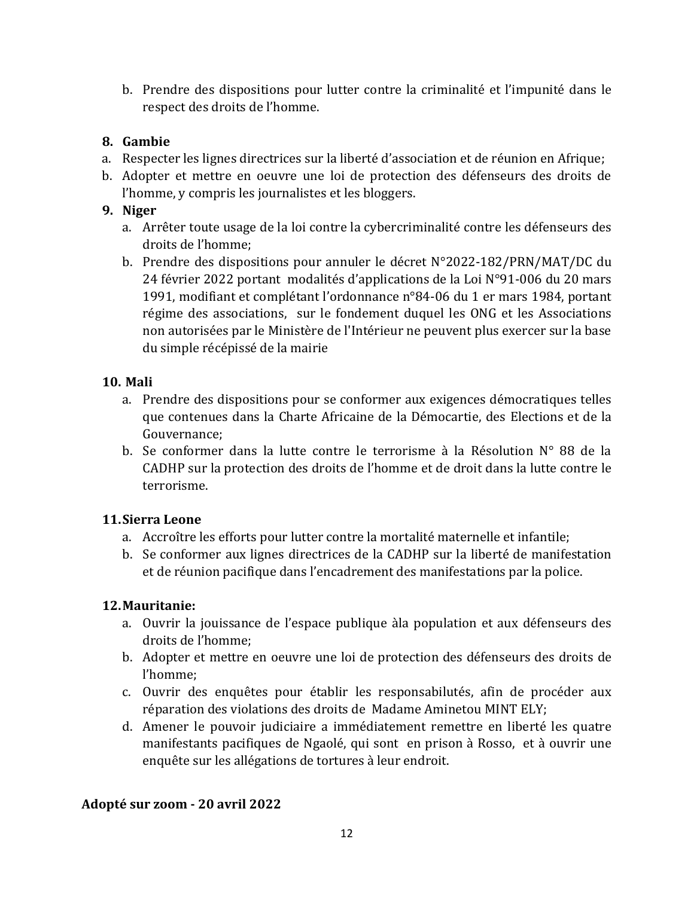b. Prendre des dispositions pour lutter contre la criminalité et l'impunité dans le respect des droits de l'homme.

**8. Gambie**

a. Respecter les lignes directrices sur la liberté d'association et de réunion en Afrique;
b. Adopter et mettre en oeuvre une loi de protection des défenseurs des droits de l'homme, y compris les journalistes et les bloggers.

**9. Niger**

a. Arrêter toute usage de la loi contre la cybercriminalité contre les défenseurs des droits de l'homme;
b. Prendre des dispositions pour annuler le décret N°2022-182/PRN/MAT/DC du 24 février 2022 portant modalités d'applications de la Loi N°91-006 du 20 mars 1991, modifiant et complétant l'ordonnance n°84-06 du 1 er mars 1984, portant régime des associations, sur le fondement duquel les ONG et les Associations non autorisées par le Ministère de l'Intérieur ne peuvent plus exercer sur la base du simple récépissé de la mairie

**10. Mali**

a. Prendre des dispositions pour se conformer aux exigences démocratiques telles que contenues dans la Charte Africaine de la Démocartie, des Elections et de la Gouvernance;
b. Se conformer dans la lutte contre le terrorisme à la Résolution N° 88 de la CADHP sur la protection des droits de l'homme et de droit dans la lutte contre le terrorisme.

**11. Sierra Leone**

a. Accroître les efforts pour lutter contre la mortalité maternelle et infantile;
b. Se conformer aux lignes directrices de la CADHP sur la liberté de manifestation et de réunion pacifique dans l'encadrement des manifestations par la police.

**12. Mauritanie:**

a. Ouvrir la jouissance de l'espace publique àla population et aux défenseurs des droits de l'homme;
b. Adopter et mettre en oeuvre une loi de protection des défenseurs des droits de l'homme;
c. Ouvrir des enquêtes pour établir les responsabilutés, afin de procéder aux réparation des violations des droits de Madame Aminetou MINT ELY;
d. Amener le pouvoir judiciaire a immédiatement remettre en liberté les quatre manifestants pacifiques de Ngaolé, qui sont en prison à Rosso, et à ouvrir une enquête sur les allégations de tortures à leur endroit.

**Adopté sur zoom - 20 avril 2022**